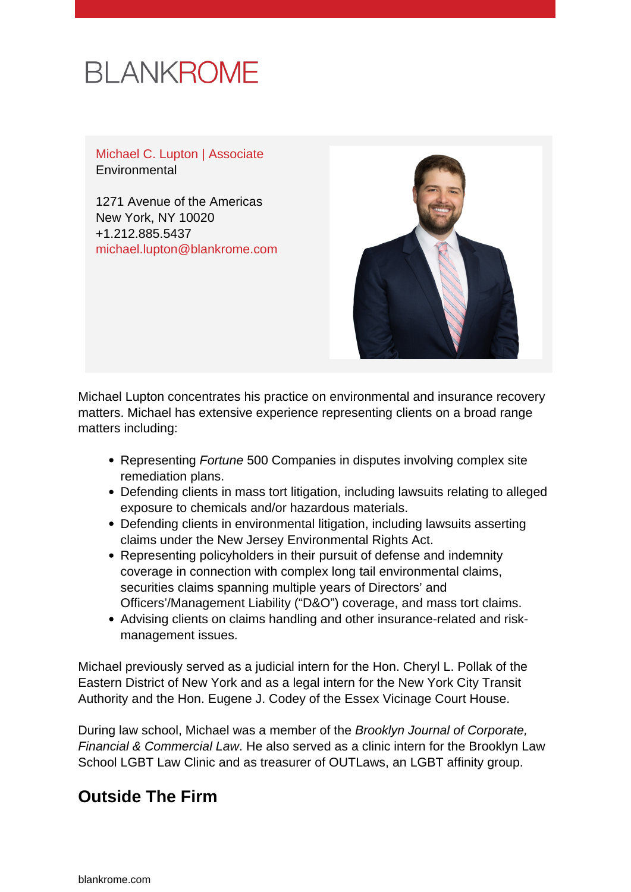BLANKROME

Michael C. Lupton | Associate
Environmental

1271 Avenue of the Americas
New York, NY 10020
+1.212.885.5437
michael.lupton@blankrome.com

Michael Lupton concentrates his practice on environmental and insurance recovery matters. Michael has extensive experience representing clients on a broad range matters including:

- Representing *Fortune* 500 Companies in disputes involving complex site remediation plans.
- Defending clients in mass tort litigation, including lawsuits relating to alleged exposure to chemicals and/or hazardous materials.
- Defending clients in environmental litigation, including lawsuits asserting claims under the New Jersey Environmental Rights Act.
- Representing policyholders in their pursuit of defense and indemnity coverage in connection with complex long tail environmental claims, securities claims spanning multiple years of Directors' and Officers'/Management Liability ("D&O") coverage, and mass tort claims.
- Advising clients on claims handling and other insurance-related and risk-management issues.

Michael previously served as a judicial intern for the Hon. Cheryl L. Pollak of the Eastern District of New York and as a legal intern for the New York City Transit Authority and the Hon. Eugene J. Codey of the Essex Vicinage Court House.

During law school, Michael was a member of the *Brooklyn Journal of Corporate, Financial & Commercial Law*. He also served as a clinic intern for the Brooklyn Law School LGBT Law Clinic and as treasurer of OUTLaws, an LGBT affinity group.

## Outside The Firm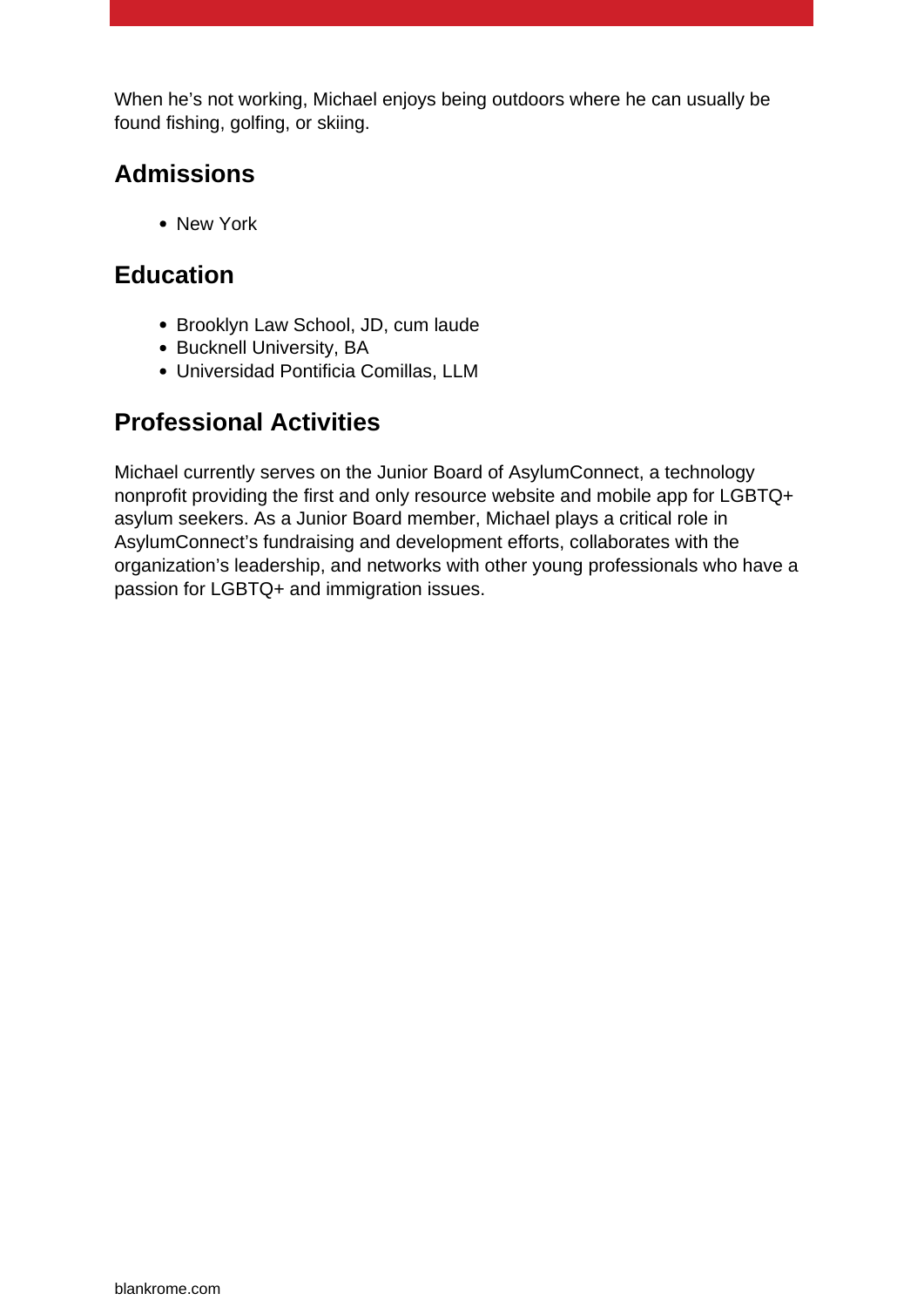When he’s not working, Michael enjoys being outdoors where he can usually be found fishing, golfing, or skiing.

## Admissions

- New York

## Education

- Brooklyn Law School, JD, cum laude
- Bucknell University, BA
- Universidad Pontificia Comillas, LLM

## Professional Activities

Michael currently serves on the Junior Board of AsylumConnect, a technology nonprofit providing the first and only resource website and mobile app for LGBTQ+ asylum seekers. As a Junior Board member, Michael plays a critical role in AsylumConnect’s fundraising and development efforts, collaborates with the organization’s leadership, and networks with other young professionals who have a passion for LGBTQ+ and immigration issues.